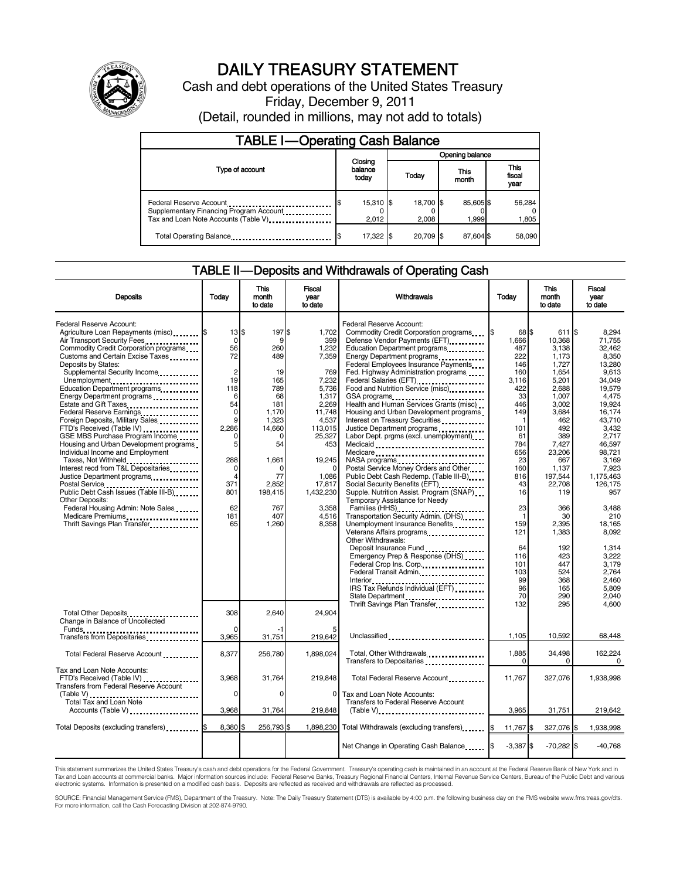# DAILY TREASURY STATEMENT

Cash and debt operations of the United States Treasury

Friday, December 9, 2011

(Detail, rounded in millions, may not add to totals)

## TABLE I—Operating Cash Balance

| Type of account | Closing balance today | Opening balance Today | Opening balance This month | Opening balance This fiscal year |
|---|---|---|---|---|
| Federal Reserve Account | $ 15,310 | $ 18,700 | $ 85,605 | $ 56,284 |
| Supplementary Financing Program Account | 0 | 0 | 0 | 0 |
| Tax and Loan Note Accounts (Table V) | 2,012 | 2,008 | 1,999 | 1,805 |
| Total Operating Balance | $ 17,322 | $ 20,709 | $ 87,604 | $ 58,090 |

## TABLE II—Deposits and Withdrawals of Operating Cash

| Deposits | Today | This month to date | Fiscal year to date |
|---|---|---|---|
| Federal Reserve Account: | | | |
| Agriculture Loan Repayments (misc) | $ 13 | $ 197 | $ 1,702 |
| Air Transport Security Fees | 0 | 9 | 399 |
| Commodity Credit Corporation programs | 56 | 260 | 1,232 |
| Customs and Certain Excise Taxes | 72 | 489 | 7,359 |
| Deposits by States: | | | |
| Supplemental Security Income | 2 | 19 | 769 |
| Unemployment | 19 | 165 | 7,232 |
| Education Department programs | 118 | 789 | 5,736 |
| Energy Department programs | 6 | 68 | 1,317 |
| Estate and Gift Taxes | 54 | 181 | 2,269 |
| Federal Reserve Earnings | 0 | 1,170 | 11,748 |
| Foreign Deposits, Military Sales | 9 | 1,323 | 4,537 |
| FTD's Received (Table IV) | 2,286 | 14,660 | 113,015 |
| GSE MBS Purchase Program Income | 0 | 0 | 25,327 |
| Housing and Urban Development programs | 5 | 54 | 453 |
| Individual Income and Employment Taxes, Not Withheld | 288 | 1,661 | 19,245 |
| Interest recd from T&L Depositaries | 0 | 0 | 0 |
| Justice Department programs | 4 | 77 | 1,086 |
| Postal Service | 371 | 2,852 | 17,817 |
| Public Debt Cash Issues (Table III-B) | 801 | 198,415 | 1,432,230 |
| Other Deposits: | | | |
| Federal Housing Admin: Note Sales | 62 | 767 | 3,358 |
| Medicare Premiums | 181 | 407 | 4,516 |
| Thrift Savings Plan Transfer | 65 | 1,260 | 8,358 |
| Total Other Deposits | 308 | 2,640 | 24,904 |
| Change in Balance of Uncollected Funds | 0 | -1 | 5 |
| Transfers from Depositaries | 3,965 | 31,751 | 219,642 |
| Total Federal Reserve Account | 8,377 | 256,780 | 1,898,024 |
| Tax and Loan Note Accounts: | | | |
| FTD's Received (Table IV) | 3,968 | 31,764 | 219,848 |
| Transfers from Federal Reserve Account (Table V) | 0 | 0 | 0 |
| Total Tax and Loan Note Accounts (Table V) | 3,968 | 31,764 | 219,848 |
| Total Deposits (excluding transfers) | $ 8,380 | $ 256,793 | $ 1,898,230 |

| Withdrawals | Today | This month to date | Fiscal year to date |
|---|---|---|---|
| Federal Reserve Account: | | | |
| Commodity Credit Corporation programs | $ 68 | $ 611 | $ 8,294 |
| Defense Vendor Payments (EFT) | 1,666 | 10,368 | 71,755 |
| Education Department programs | 487 | 3,138 | 32,462 |
| Energy Department programs | 222 | 1,173 | 8,350 |
| Federal Employees Insurance Payments | 146 | 1,727 | 13,280 |
| Fed. Highway Administration programs | 160 | 1,654 | 9,613 |
| Federal Salaries (EFT) | 3,116 | 5,201 | 34,049 |
| Food and Nutrition Service (misc) | 422 | 2,688 | 19,579 |
| GSA programs | 33 | 1,007 | 4,475 |
| Health and Human Services Grants (misc) | 446 | 3,002 | 19,924 |
| Housing and Urban Development programs | 149 | 3,684 | 16,174 |
| Interest on Treasury Securities | 1 | 462 | 43,710 |
| Justice Department programs | 101 | 492 | 3,432 |
| Labor Dept. prgms (excl. unemployment) | 61 | 389 | 2,717 |
| Medicaid | 784 | 7,427 | 46,597 |
| Medicare | 656 | 23,206 | 98,721 |
| NASA programs | 23 | 667 | 3,169 |
| Postal Service Money Orders and Other | 160 | 1,137 | 7,923 |
| Public Debt Cash Redemp. (Table III-B) | 816 | 197,544 | 1,175,463 |
| Social Security Benefits (EFT) | 43 | 22,708 | 126,175 |
| Supple. Nutrition Assist. Program (SNAP) | 16 | 119 | 957 |
| Temporary Assistance for Needy Families (HHS) | 23 | 366 | 3,488 |
| Transportation Security Admin. (DHS) | 1 | 30 | 210 |
| Unemployment Insurance Benefits | 159 | 2,395 | 18,165 |
| Veterans Affairs programs | 121 | 1,383 | 8,092 |
| Other Withdrawals: | | | |
| Deposit Insurance Fund | 64 | 192 | 1,314 |
| Emergency Prep & Response (DHS) | 116 | 423 | 3,222 |
| Federal Crop Ins. Corp. | 101 | 447 | 3,179 |
| Federal Transit Admin. | 103 | 524 | 2,764 |
| Interior | 99 | 368 | 2,460 |
| IRS Tax Refunds Individual (EFT) | 96 | 165 | 5,809 |
| State Department | 70 | 290 | 2,040 |
| Thrift Savings Plan Transfer | 132 | 295 | 4,600 |
| Unclassified | 1,105 | 10,592 | 68,448 |
| Total, Other Withdrawals | 1,885 | 34,498 | 162,224 |
| Transfers to Depositaries | 0 | 0 | 0 |
| Total Federal Reserve Account | 11,767 | 327,076 | 1,938,998 |
| Tax and Loan Note Accounts: | | | |
| Transfers to Federal Reserve Account (Table V) | 3,965 | 31,751 | 219,642 |
| Total Withdrawals (excluding transfers) | $ 11,767 | $ 327,076 | $ 1,938,998 |
| Net Change in Operating Cash Balance | $ -3,387 | $ -70,282 | $ -40,768 |

This statement summarizes the United States Treasury's cash and debt operations for the Federal Government. Treasury's operating cash is maintained in an account at the Federal Reserve Bank of New York and in Tax and Loan accounts at commercial banks. Major information sources include: Federal Reserve Banks, Treasury Regional Financial Centers, Internal Revenue Service Centers, Bureau of the Public Debt and various electronic systems. Information is presented on a modified cash basis. Deposits are reflected as received and withdrawals are reflected as processed.

SOURCE: Financial Management Service (FMS), Department of the Treasury. Note: The Daily Treasury Statement (DTS) is available by 4:00 p.m. the following business day on the FMS website www.fms.treas.gov/dts. For more information, call the Cash Forecasting Division at 202-874-9790.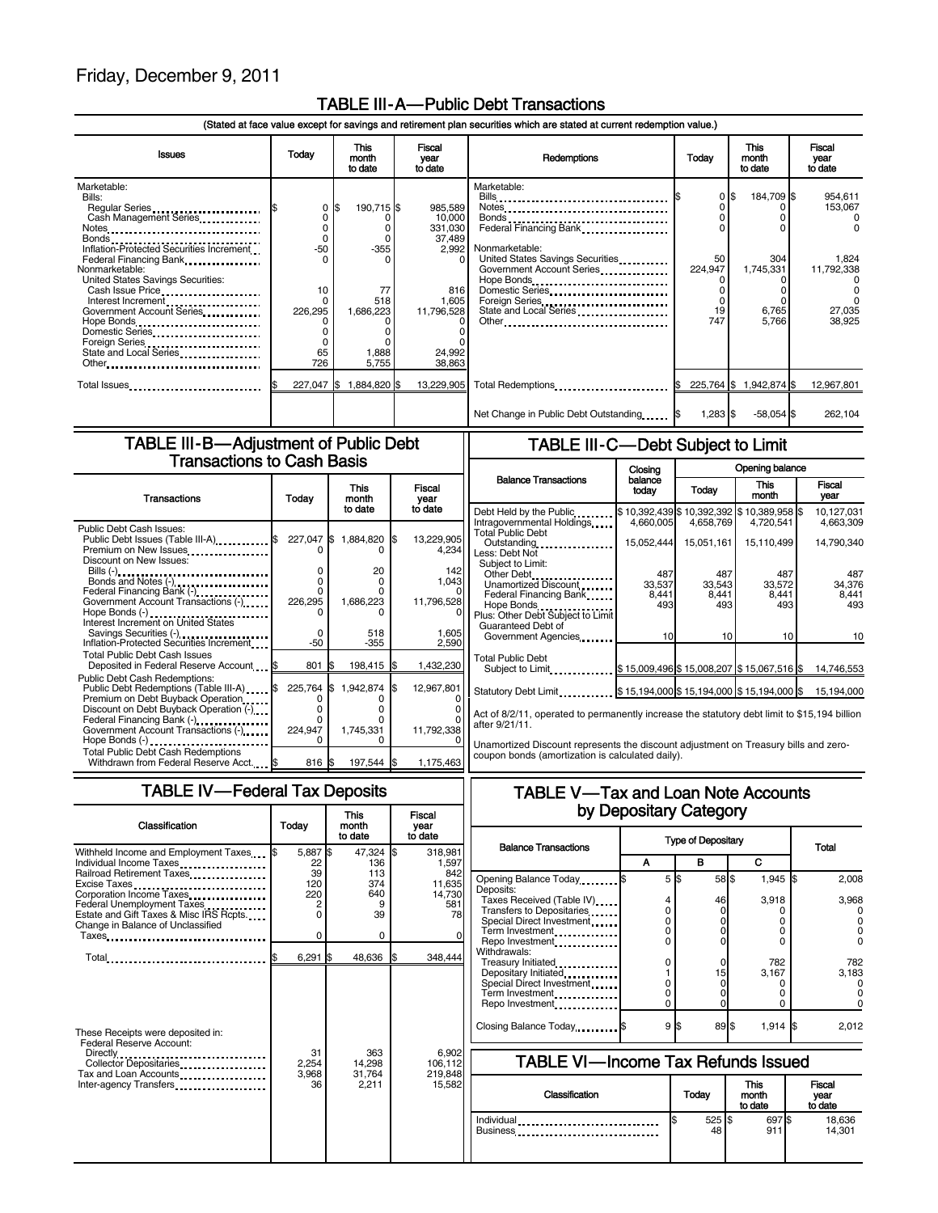Friday, December 9, 2011

## TABLE III-A—Public Debt Transactions

(Stated at face value except for savings and retirement plan securities which are stated at current redemption value.)

| Issues | Today | This month to date | Fiscal year to date | Redemptions | Today | This month to date | Fiscal year to date |
|---|---|---|---|---|---|---|---|
| Marketable: | | | | Marketable: | | | |
| Bills: | | | | Bills | $ 0 | $ 184,709 | $ 954,611 |
| Regular Series | $ 0 | $ 190,715 | $ 985,589 | Notes | 0 | 0 | 153,067 |
| Cash Management Series | 0 | 0 | 10,000 | Bonds | 0 | 0 | 0 |
| Notes | 0 | 0 | 331,030 | Federal Financing Bank | 0 | 0 | 0 |
| Bonds | 0 | 0 | 37,489 | | | | |
| Inflation-Protected Securities Increment | -50 | -355 | 2,992 | Nonmarketable: | | | |
| Federal Financing Bank | 0 | 0 | 0 | United States Savings Securities | 50 | 304 | 1,824 |
| Nonmarketable: | | | | Government Account Series | 224,947 | 1,745,331 | 11,792,338 |
| United States Savings Securities: | | | | Hope Bonds | 0 | 0 | 0 |
| Cash Issue Price | 10 | 77 | 816 | Domestic Series | 0 | 0 | 0 |
| Interest Increment | 0 | 518 | 1,605 | Foreign Series | 0 | 0 | 0 |
| Government Account Series | 226,295 | 1,686,223 | 11,796,528 | State and Local Series | 19 | 6,765 | 27,035 |
| Hope Bonds | 0 | 0 | 0 | Other | 747 | 5,766 | 38,925 |
| Domestic Series | 0 | 0 | 0 | | | | |
| Foreign Series | 0 | 0 | 0 | | | | |
| State and Local Series | 65 | 1,888 | 24,992 | | | | |
| Other | 726 | 5,755 | 38,863 | | | | |
| Total Issues | $ 227,047 | $ 1,884,820 | $ 13,229,905 | Total Redemptions | $ 225,764 | $ 1,942,874 | $ 12,967,801 |
| | | | | Net Change in Public Debt Outstanding | $ 1,283 | $ -58,054 | $ 262,104 |

## TABLE III-B—Adjustment of Public Debt Transactions to Cash Basis

| Transactions | Today | This month to date | Fiscal year to date |
|---|---|---|---|
| Public Debt Cash Issues: | | | |
| Public Debt Issues (Table III-A) | $ 227,047 | $ 1,884,820 | $ 13,229,905 |
| Premium on New Issues | 0 | 0 | 4,234 |
| Discount on New Issues: | | | |
| Bills (-) | 0 | 20 | 142 |
| Bonds and Notes (-) | 0 | 0 | 1,043 |
| Federal Financing Bank (-) | 0 | 0 | 0 |
| Government Account Transactions (-) | 226,295 | 1,686,223 | 11,796,528 |
| Hope Bonds (-) | 0 | 0 | 0 |
| Interest Increment on United States Savings Securities (-) | 0 | 518 | 1,605 |
| Inflation-Protected Securities Increment | -50 | -355 | 2,590 |
| Total Public Debt Cash Issues Deposited in Federal Reserve Account | $ 801 | $ 198,415 | $ 1,432,230 |
| Public Debt Cash Redemptions: | | | |
| Public Debt Redemptions (Table III-A) | $ 225,764 | $ 1,942,874 | $ 12,967,801 |
| Premium on Debt Buyback Operation | 0 | 0 | 0 |
| Discount on Debt Buyback Operation (-) | 0 | 0 | 0 |
| Federal Financing Bank (-) | 0 | 0 | 0 |
| Government Account Transactions (-) | 224,947 | 1,745,331 | 11,792,338 |
| Hope Bonds (-) | 0 | 0 | 0 |
| Total Public Debt Cash Redemptions Withdrawn from Federal Reserve Acct. | $ 816 | $ 197,544 | $ 1,175,463 |

## TABLE III-C—Debt Subject to Limit

| Balance Transactions | Closing balance today | Opening balance Today | Opening balance This month | Opening balance Fiscal year |
|---|---|---|---|---|
| Debt Held by the Public | $ 10,392,439 | $ 10,392,392 | $ 10,389,958 | $ 10,127,031 |
| Intragovernmental Holdings | 4,660,005 | 4,658,769 | 4,720,541 | 4,663,309 |
| Total Public Debt Outstanding | 15,052,444 | 15,051,161 | 15,110,499 | 14,790,340 |
| Less: Debt Not Subject to Limit: | | | | |
| Other Debt | 487 | 487 | 487 | 487 |
| Unamortized Discount | 33,537 | 33,543 | 33,572 | 34,376 |
| Federal Financing Bank | 8,441 | 8,441 | 8,441 | 8,441 |
| Hope Bonds | 493 | 493 | 493 | 493 |
| Plus: Other Debt Subject to Limit | | | | |
| Guaranteed Debt of Government Agencies | 10 | 10 | 10 | 10 |
| Total Public Debt Subject to Limit | $ 15,009,496 | $ 15,008,207 | $ 15,067,516 | $ 14,746,553 |
| Statutory Debt Limit | $ 15,194,000 | $ 15,194,000 | $ 15,194,000 | $ 15,194,000 |

Act of 8/2/11, operated to permanently increase the statutory debt limit to $15,194 billion after 9/21/11.

Unamortized Discount represents the discount adjustment on Treasury bills and zero-coupon bonds (amortization is calculated daily).

## TABLE IV—Federal Tax Deposits

| Classification | Today | This month to date | Fiscal year to date |
|---|---|---|---|
| Withheld Income and Employment Taxes | $ 5,887 | $ 47,324 | $ 318,981 |
| Individual Income Taxes | 22 | 136 | 1,597 |
| Railroad Retirement Taxes | 39 | 113 | 842 |
| Excise Taxes | 120 | 374 | 11,635 |
| Corporation Income Taxes | 220 | 640 | 14,730 |
| Federal Unemployment Taxes | 2 | 9 | 581 |
| Estate and Gift Taxes & Misc IRS Rcpts. | 0 | 39 | 78 |
| Change in Balance of Unclassified Taxes | 0 | 0 | 0 |
| Total | $ 6,291 | $ 48,636 | $ 348,444 |
| These Receipts were deposited in: | | | |
| Federal Reserve Account: | | | |
| Directly | 31 | 363 | 6,902 |
| Collector Depositaries | 2,254 | 14,298 | 106,112 |
| Tax and Loan Accounts | 3,968 | 31,764 | 219,848 |
| Inter-agency Transfers | 36 | 2,211 | 15,582 |

## TABLE V—Tax and Loan Note Accounts by Depositary Category

| Balance Transactions | Type of Depositary A | B | C | Total |
|---|---|---|---|---|
| Opening Balance Today | $ 5 | $ 58 | $ 1,945 | $ 2,008 |
| Deposits: | | | | |
| Taxes Received (Table IV) | 4 | 46 | 3,918 | 3,968 |
| Transfers to Depositaries | 0 | 0 | 0 | 0 |
| Special Direct Investment | 0 | 0 | 0 | 0 |
| Term Investment | 0 | 0 | 0 | 0 |
| Repo Investment | 0 | 0 | 0 | 0 |
| Withdrawals: | | | | |
| Treasury Initiated | 0 | 0 | 782 | 782 |
| Depositary Initiated | 1 | 15 | 3,167 | 3,183 |
| Special Direct Investment | 0 | 0 | 0 | 0 |
| Term Investment | 0 | 0 | 0 | 0 |
| Repo Investment | 0 | 0 | 0 | 0 |
| Closing Balance Today | $ 9 | $ 89 | $ 1,914 | $ 2,012 |

## TABLE VI—Income Tax Refunds Issued

| Classification | Today | This month to date | Fiscal year to date |
|---|---|---|---|
| Individual | $ 525 | $ 697 | $ 18,636 |
| Business | 48 | 911 | 14,301 |